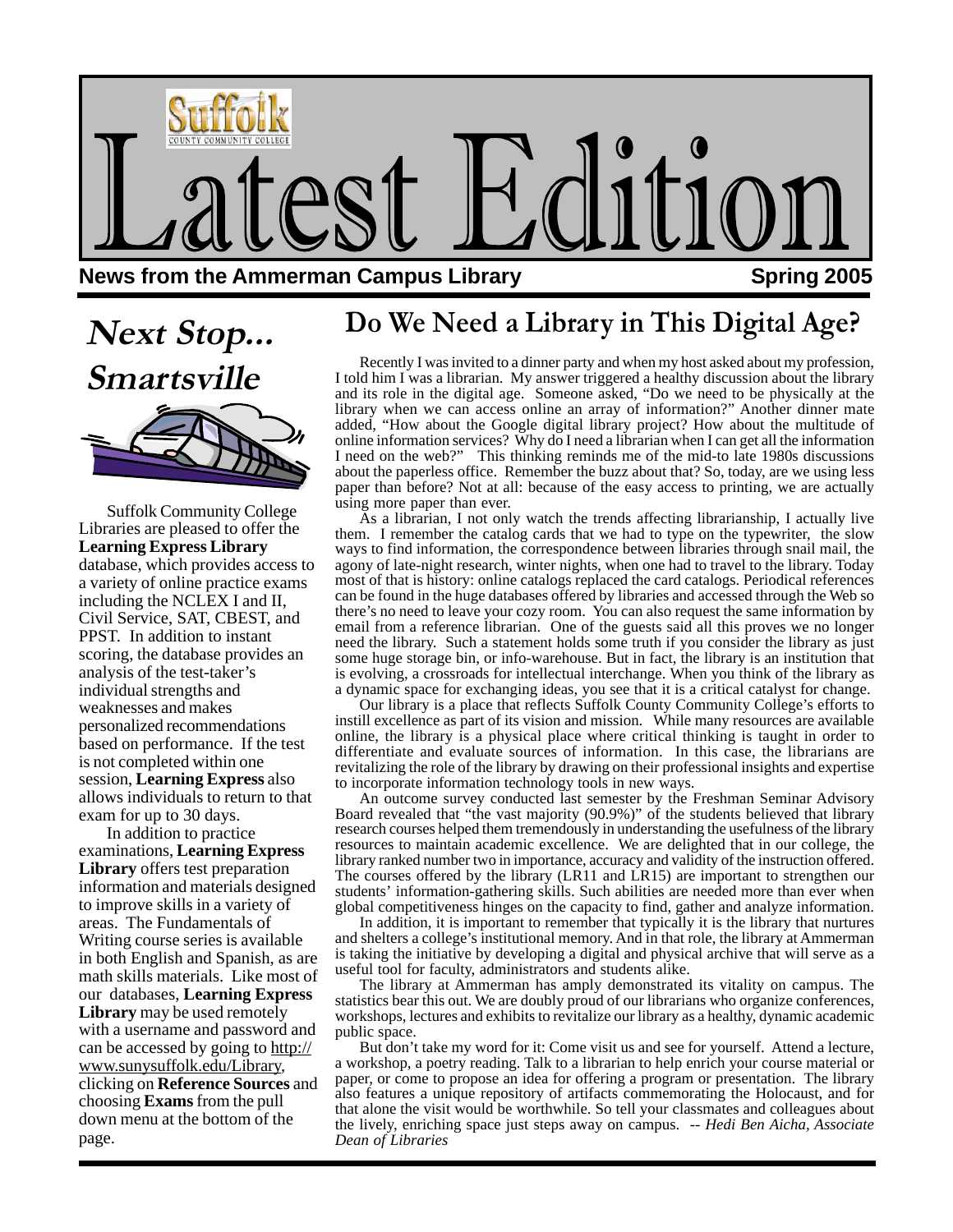# Latest Edition

**News from the Ammerman Campus Library** **Spring 2005**

## Next Stop... Smartsville

Suffolk Community College Libraries are pleased to offer the **Learning Express Library** database, which provides access to a variety of online practice exams including the NCLEX I and II, Civil Service, SAT, CBEST, and PPST. In addition to instant scoring, the database provides an analysis of the test-taker's individual strengths and weaknesses and makes personalized recommendations based on performance. If the test is not completed within one session, **Learning Express** also allows individuals to return to that exam for up to 30 days.

In addition to practice examinations, **Learning Express Library** offers test preparation information and materials designed to improve skills in a variety of areas. The Fundamentals of Writing course series is available in both English and Spanish, as are math skills materials. Like most of our databases, **Learning Express Library** may be used remotely with a username and password and can be accessed by going to http://www.sunysuffolk.edu/Library, clicking on **Reference Sources** and choosing **Exams** from the pull down menu at the bottom of the page.

## Do We Need a Library in This Digital Age?

Recently I was invited to a dinner party and when my host asked about my profession, I told him I was a librarian. My answer triggered a healthy discussion about the library and its role in the digital age. Someone asked, "Do we need to be physically at the library when we can access online an array of information?" Another dinner mate added, "How about the Google digital library project? How about the multitude of online information services? Why do I need a librarian when I can get all the information I need on the web?" This thinking reminds me of the mid-to late 1980s discussions about the paperless office. Remember the buzz about that? So, today, are we using less paper than before? Not at all: because of the easy access to printing, we are actually using more paper than ever.

As a librarian, I not only watch the trends affecting librarianship, I actually live them. I remember the catalog cards that we had to type on the typewriter, the slow ways to find information, the correspondence between libraries through snail mail, the agony of late-night research, winter nights, when one had to travel to the library. Today most of that is history: online catalogs replaced the card catalogs. Periodical references can be found in the huge databases offered by libraries and accessed through the Web so there's no need to leave your cozy room. You can also request the same information by email from a reference librarian. One of the guests said all this proves we no longer need the library. Such a statement holds some truth if you consider the library as just some huge storage bin, or info-warehouse. But in fact, the library is an institution that is evolving, a crossroads for intellectual interchange. When you think of the library as a dynamic space for exchanging ideas, you see that it is a critical catalyst for change.

Our library is a place that reflects Suffolk County Community College's efforts to instill excellence as part of its vision and mission. While many resources are available online, the library is a physical place where critical thinking is taught in order to differentiate and evaluate sources of information. In this case, the librarians are revitalizing the role of the library by drawing on their professional insights and expertise to incorporate information technology tools in new ways.

An outcome survey conducted last semester by the Freshman Seminar Advisory Board revealed that "the vast majority (90.9%)" of the students believed that library research courses helped them tremendously in understanding the usefulness of the library resources to maintain academic excellence. We are delighted that in our college, the library ranked number two in importance, accuracy and validity of the instruction offered. The courses offered by the library (LR11 and LR15) are important to strengthen our students' information-gathering skills. Such abilities are needed more than ever when global competitiveness hinges on the capacity to find, gather and analyze information.

In addition, it is important to remember that typically it is the library that nurtures and shelters a college's institutional memory. And in that role, the library at Ammerman is taking the initiative by developing a digital and physical archive that will serve as a useful tool for faculty, administrators and students alike.

The library at Ammerman has amply demonstrated its vitality on campus. The statistics bear this out. We are doubly proud of our librarians who organize conferences, workshops, lectures and exhibits to revitalize our library as a healthy, dynamic academic public space.

But don't take my word for it: Come visit us and see for yourself. Attend a lecture, a workshop, a poetry reading. Talk to a librarian to help enrich your course material or paper, or come to propose an idea for offering a program or presentation. The library also features a unique repository of artifacts commemorating the Holocaust, and for that alone the visit would be worthwhile. So tell your classmates and colleagues about the lively, enriching space just steps away on campus. -- *Hedi Ben Aicha, Associate Dean of Libraries*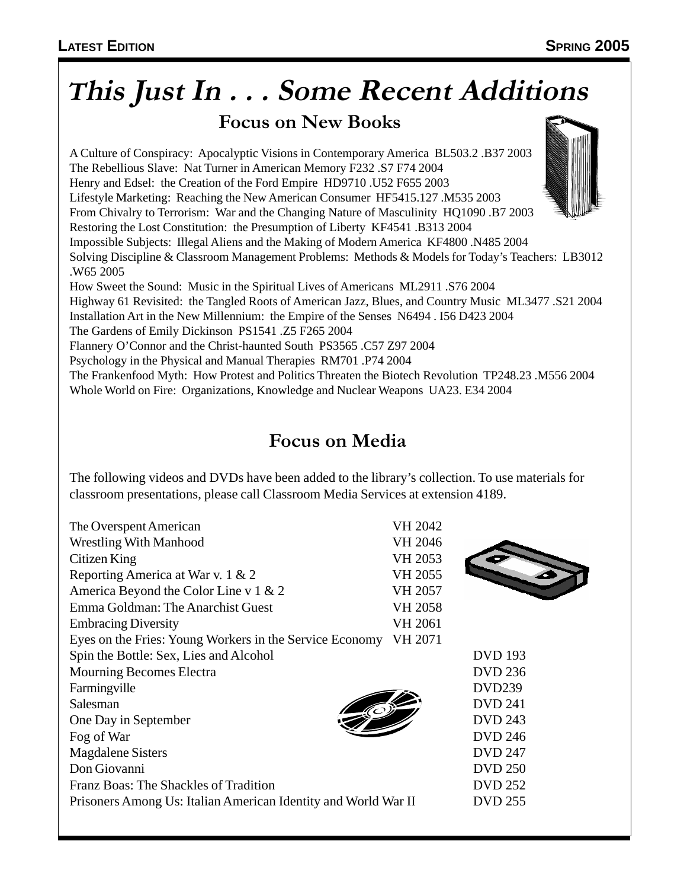# This Just In . . . Some Recent Additions

## Focus on New Books

A Culture of Conspiracy: Apocalyptic Visions in Contemporary America BL503.2 .B37 2003
The Rebellious Slave: Nat Turner in American Memory F232 .S7 F74 2004
Henry and Edsel: the Creation of the Ford Empire HD9710 .U52 F655 2003
Lifestyle Marketing: Reaching the New American Consumer HF5415.127 .M535 2003
From Chivalry to Terrorism: War and the Changing Nature of Masculinity HQ1090 .B7 2003
Restoring the Lost Constitution: the Presumption of Liberty KF4541 .B313 2004
Impossible Subjects: Illegal Aliens and the Making of Modern America KF4800 .N485 2004
Solving Discipline & Classroom Management Problems: Methods & Models for Today's Teachers: LB3012 .W65 2005
How Sweet the Sound: Music in the Spiritual Lives of Americans ML2911 .S76 2004
Highway 61 Revisited: the Tangled Roots of American Jazz, Blues, and Country Music ML3477 .S21 2004
Installation Art in the New Millennium: the Empire of the Senses N6494 . I56 D423 2004
The Gardens of Emily Dickinson PS1541 .Z5 F265 2004
Flannery O'Connor and the Christ-haunted South PS3565 .C57 Z97 2004
Psychology in the Physical and Manual Therapies RM701 .P74 2004
The Frankenfood Myth: How Protest and Politics Threaten the Biotech Revolution TP248.23 .M556 2004
Whole World on Fire: Organizations, Knowledge and Nuclear Weapons UA23. E34 2004

## Focus on Media

The following videos and DVDs have been added to the library's collection. To use materials for classroom presentations, please call Classroom Media Services at extension 4189.

| Title | Video | DVD |
|---|---|---|
| The Overspent American | VH 2042 | |
| Wrestling With Manhood | VH 2046 | |
| Citizen King | VH 2053 | |
| Reporting America at War v. 1 & 2 | VH 2055 | |
| America Beyond the Color Line v 1 & 2 | VH 2057 | |
| Emma Goldman: The Anarchist Guest | VH 2058 | |
| Embracing Diversity | VH 2061 | |
| Eyes on the Fries: Young Workers in the Service Economy | VH 2071 | |
| Spin the Bottle: Sex, Lies and Alcohol | | DVD 193 |
| Mourning Becomes Electra | | DVD 236 |
| Farmingville | | DVD239 |
| Salesman | | DVD 241 |
| One Day in September | | DVD 243 |
| Fog of War | | DVD 246 |
| Magdalene Sisters | | DVD 247 |
| Don Giovanni | | DVD 250 |
| Franz Boas: The Shackles of Tradition | | DVD 252 |
| Prisoners Among Us: Italian American Identity and World War II | | DVD 255 |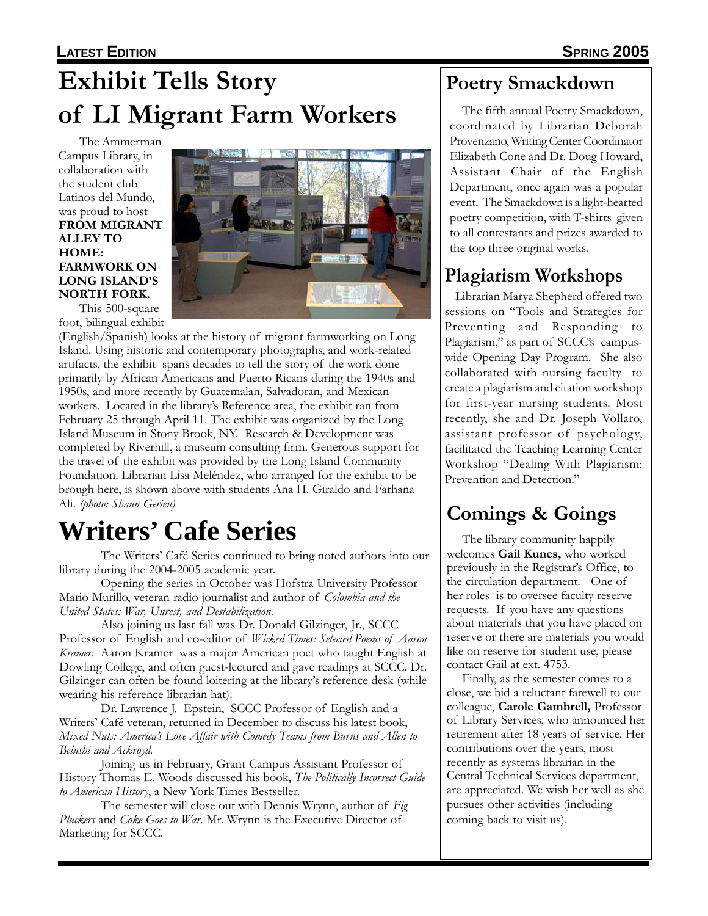# Exhibit Tells Story of LI Migrant Farm Workers

The Ammerman Campus Library, in collaboration with the student club Latinos del Mundo, was proud to host **FROM MIGRANT ALLEY TO HOME: FARMWORK ON LONG ISLAND'S NORTH FORK.**

This 500-square foot, bilingual exhibit (English/Spanish) looks at the history of migrant farmworking on Long Island. Using historic and contemporary photographs, and work-related artifacts, the exhibit spans decades to tell the story of the work done primarily by African Americans and Puerto Ricans during the 1940s and 1950s, and more recently by Guatemalan, Salvadoran, and Mexican workers. Located in the library's Reference area, the exhibit ran from February 25 through April 11. The exhibit was organized by the Long Island Museum in Stony Brook, NY. Research & Development was completed by Riverhill, a museum consulting firm. Generous support for the travel of the exhibit was provided by the Long Island Community Foundation. Librarian Lisa Meléndez, who arranged for the exhibit to be brough here, is shown above with students Ana H. Giraldo and Farhana Ali. *(photo: Shaun Gerien)*

# Writers' Cafe Series

The Writers' Café Series continued to bring noted authors into our library during the 2004-2005 academic year.

Opening the series in October was Hofstra University Professor Mario Murillo, veteran radio journalist and author of *Colombia and the United States: War, Unrest, and Destabilization*.

Also joining us last fall was Dr. Donald Gilzinger, Jr., SCCC Professor of English and co-editor of *Wicked Times: Selected Poems of Aaron Kramer.* Aaron Kramer was a major American poet who taught English at Dowling College, and often guest-lectured and gave readings at SCCC. Dr. Gilzinger can often be found loitering at the library's reference desk (while wearing his reference librarian hat).

Dr. Lawrence J. Epstein, SCCC Professor of English and a Writers' Café veteran, returned in December to discuss his latest book, *Mixed Nuts: America's Love Affair with Comedy Teams from Burns and Allen to Belushi and Ackroyd.*

Joining us in February, Grant Campus Assistant Professor of History Thomas E. Woods discussed his book, *The Politically Incorrect Guide to American History*, a New York Times Bestseller.

The semester will close out with Dennis Wrynn, author of *Fig Pluckers* and *Coke Goes to War.* Mr. Wrynn is the Executive Director of Marketing for SCCC.

## Poetry Smackdown

The fifth annual Poetry Smackdown, coordinated by Librarian Deborah Provenzano, Writing Center Coordinator Elizabeth Cone and Dr. Doug Howard, Assistant Chair of the English Department, once again was a popular event. The Smackdown is a light-hearted poetry competition, with T-shirts given to all contestants and prizes awarded to the top three original works.

## Plagiarism Workshops

Librarian Marya Shepherd offered two sessions on "Tools and Strategies for Preventing and Responding to Plagiarism," as part of SCCC's campus-wide Opening Day Program. She also collaborated with nursing faculty to create a plagiarism and citation workshop for first-year nursing students. Most recently, she and Dr. Joseph Vollaro, assistant professor of psychology, facilitated the Teaching Learning Center Workshop "Dealing With Plagiarism: Prevention and Detection."

## Comings & Goings

The library community happily welcomes **Gail Kunes,** who worked previously in the Registrar's Office, to the circulation department. One of her roles is to oversee faculty reserve requests. If you have any questions about materials that you have placed on reserve or there are materials you would like on reserve for student use, please contact Gail at ext. 4753.

Finally, as the semester comes to a close, we bid a reluctant farewell to our colleague, **Carole Gambrell,** Professor of Library Services, who announced her retirement after 18 years of service. Her contributions over the years, most recently as systems librarian in the Central Technical Services department, are appreciated. We wish her well as she pursues other activities (including coming back to visit us).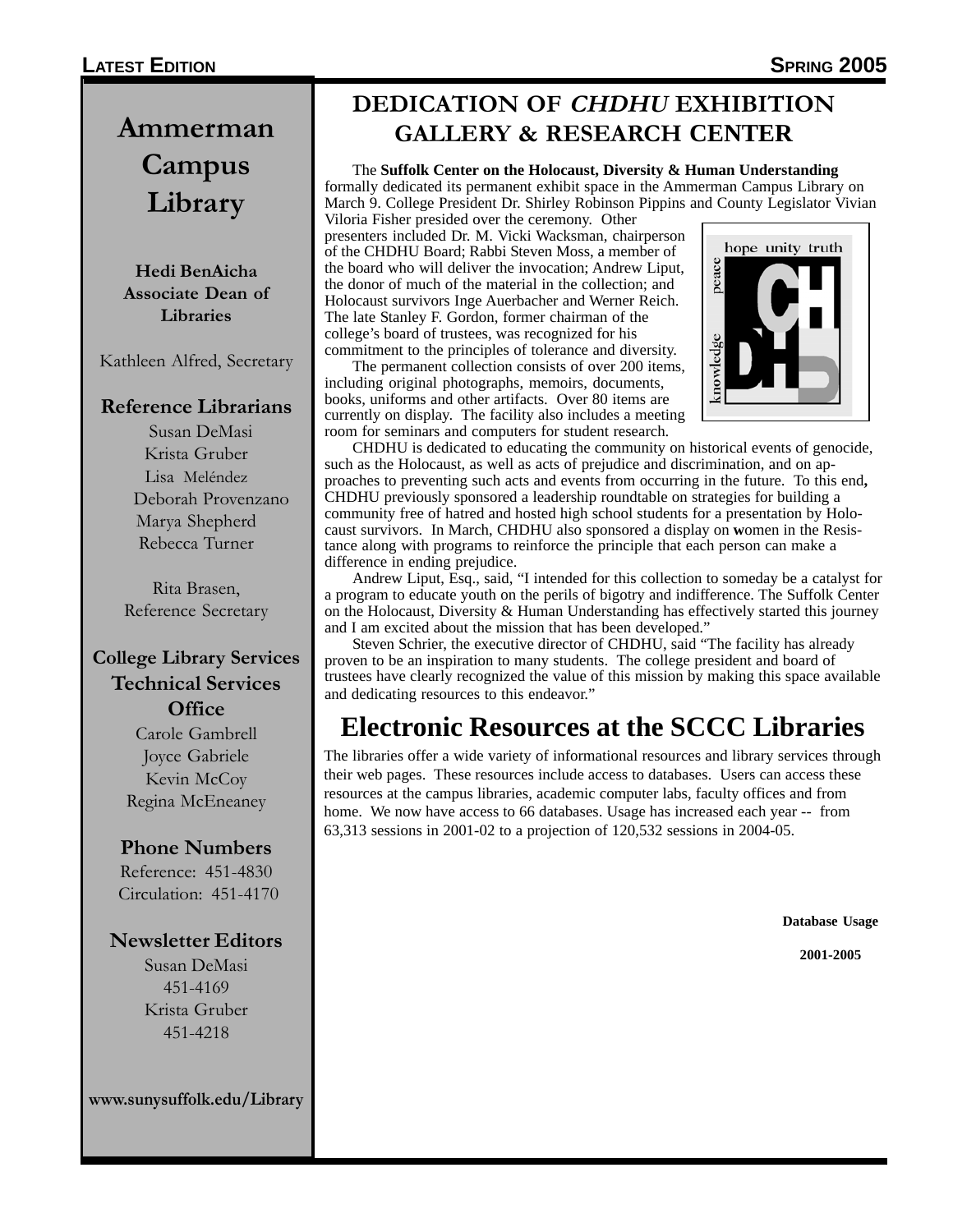# Ammerman Campus Library

**Hedi BenAicha**
**Associate Dean of Libraries**

Kathleen Alfred, Secretary

### Reference Librarians

Susan DeMasi
Krista Gruber
Lisa Meléndez
Deborah Provenzano
Marya Shepherd
Rebecca Turner

Rita Brasen,
Reference Secretary

### College Library Services Technical Services Office

Carole Gambrell
Joyce Gabriele
Kevin McCoy
Regina McEneaney

### Phone Numbers

Reference: 451-4830
Circulation: 451-4170

### Newsletter Editors

Susan DeMasi
451-4169
Krista Gruber
451-4218

**www.sunysuffolk.edu/Library**

## DEDICATION OF *CHDHU* EXHIBITION GALLERY & RESEARCH CENTER

The **Suffolk Center on the Holocaust, Diversity & Human Understanding** formally dedicated its permanent exhibit space in the Ammerman Campus Library on March 9. College President Dr. Shirley Robinson Pippins and County Legislator Vivian Viloria Fisher presided over the ceremony. Other presenters included Dr. M. Vicki Wacksman, chairperson of the CHDHU Board; Rabbi Steven Moss, a member of the board who will deliver the invocation; Andrew Liput, the donor of much of the material in the collection; and Holocaust survivors Inge Auerbacher and Werner Reich. The late Stanley F. Gordon, former chairman of the college's board of trustees, was recognized for his commitment to the principles of tolerance and diversity.

hope unity truth
peace
knowledge
CHDHU

The permanent collection consists of over 200 items, including original photographs, memoirs, documents, books, uniforms and other artifacts. Over 80 items are currently on display. The facility also includes a meeting room for seminars and computers for student research.

CHDHU is dedicated to educating the community on historical events of genocide, such as the Holocaust, as well as acts of prejudice and discrimination, and on approaches to preventing such acts and events from occurring in the future. To this end**,** CHDHU previously sponsored a leadership roundtable on strategies for building a community free of hatred and hosted high school students for a presentation by Holocaust survivors. In March, CHDHU also sponsored a display on **w**omen in the Resistance along with programs to reinforce the principle that each person can make a difference in ending prejudice.

Andrew Liput, Esq., said, "I intended for this collection to someday be a catalyst for a program to educate youth on the perils of bigotry and indifference. The Suffolk Center on the Holocaust, Diversity & Human Understanding has effectively started this journey and I am excited about the mission that has been developed."

Steven Schrier, the executive director of CHDHU, said "The facility has already proven to be an inspiration to many students. The college president and board of trustees have clearly recognized the value of this mission by making this space available and dedicating resources to this endeavor."

## Electronic Resources at the SCCC Libraries

The libraries offer a wide variety of informational resources and library services through their web pages. These resources include access to databases. Users can access these resources at the campus libraries, academic computer labs, faculty offices and from home. We now have access to 66 databases. Usage has increased each year -- from 63,313 sessions in 2001-02 to a projection of 120,532 sessions in 2004-05.

**Database Usage**

**2001-2005**